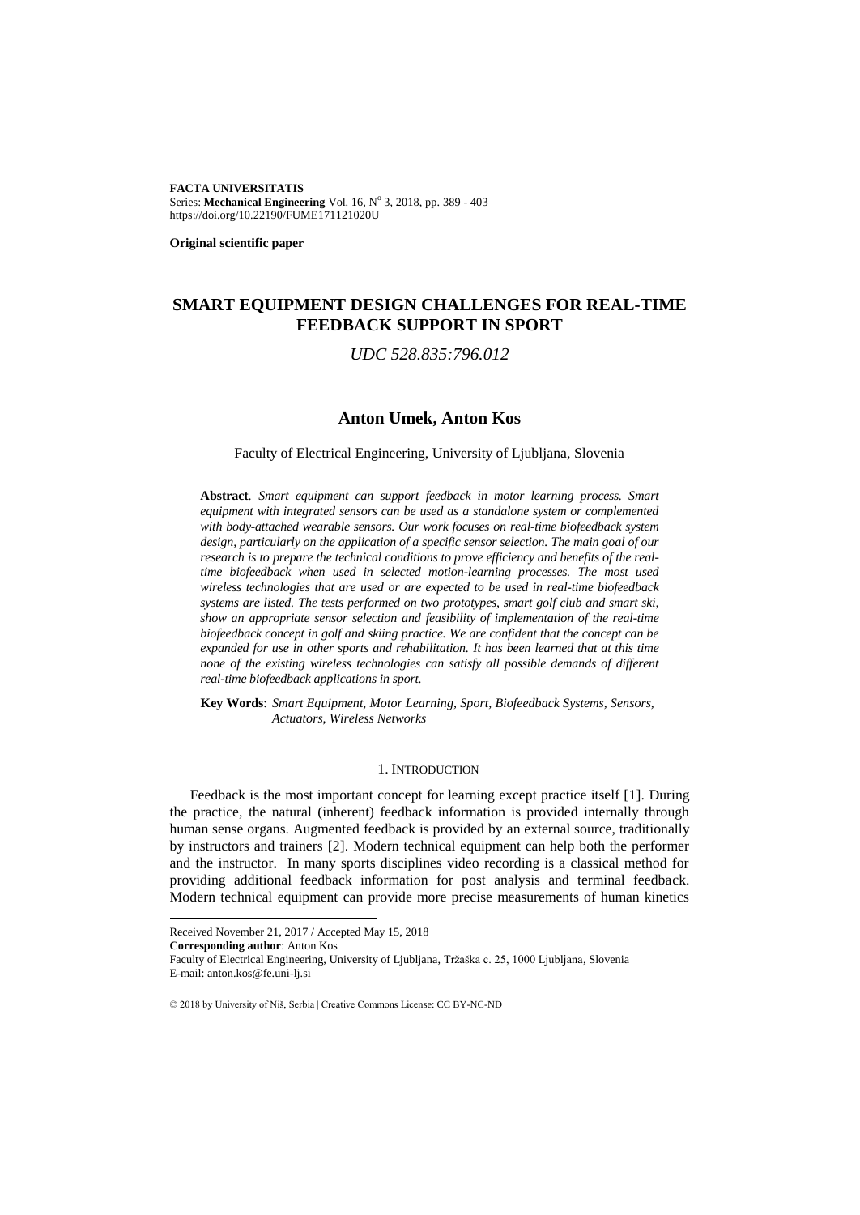**FACTA UNIVERSITATIS**
Series: **Mechanical Engineering** Vol. 16, N° 3, 2018, pp. 389 - 403
https://doi.org/10.22190/FUME171121020U

**Original scientific paper**

# SMART EQUIPMENT DESIGN CHALLENGES FOR REAL-TIME FEEDBACK SUPPORT IN SPORT

*UDC 528.835:796.012*

## Anton Umek, Anton Kos

Faculty of Electrical Engineering, University of Ljubljana, Slovenia

**Abstract**. *Smart equipment can support feedback in motor learning process. Smart equipment with integrated sensors can be used as a standalone system or complemented with body-attached wearable sensors. Our work focuses on real-time biofeedback system design, particularly on the application of a specific sensor selection. The main goal of our research is to prepare the technical conditions to prove efficiency and benefits of the real-time biofeedback when used in selected motion-learning processes. The most used wireless technologies that are used or are expected to be used in real-time biofeedback systems are listed. The tests performed on two prototypes, smart golf club and smart ski, show an appropriate sensor selection and feasibility of implementation of the real-time biofeedback concept in golf and skiing practice. We are confident that the concept can be expanded for use in other sports and rehabilitation. It has been learned that at this time none of the existing wireless technologies can satisfy all possible demands of different real-time biofeedback applications in sport.*

**Key Words**: *Smart Equipment, Motor Learning, Sport, Biofeedback Systems, Sensors, Actuators, Wireless Networks*

## 1. INTRODUCTION

Feedback is the most important concept for learning except practice itself [1]. During the practice, the natural (inherent) feedback information is provided internally through human sense organs. Augmented feedback is provided by an external source, traditionally by instructors and trainers [2]. Modern technical equipment can help both the performer and the instructor. In many sports disciplines video recording is a classical method for providing additional feedback information for post analysis and terminal feedback. Modern technical equipment can provide more precise measurements of human kinetics

---

Received November 21, 2017 / Accepted May 15, 2018
**Corresponding author**: Anton Kos
Faculty of Electrical Engineering, University of Ljubljana, Tržaška c. 25, 1000 Ljubljana, Slovenia
E-mail: anton.kos@fe.uni-lj.si

© 2018 by University of Niš, Serbia | Creative Commons License: CC BY-NC-ND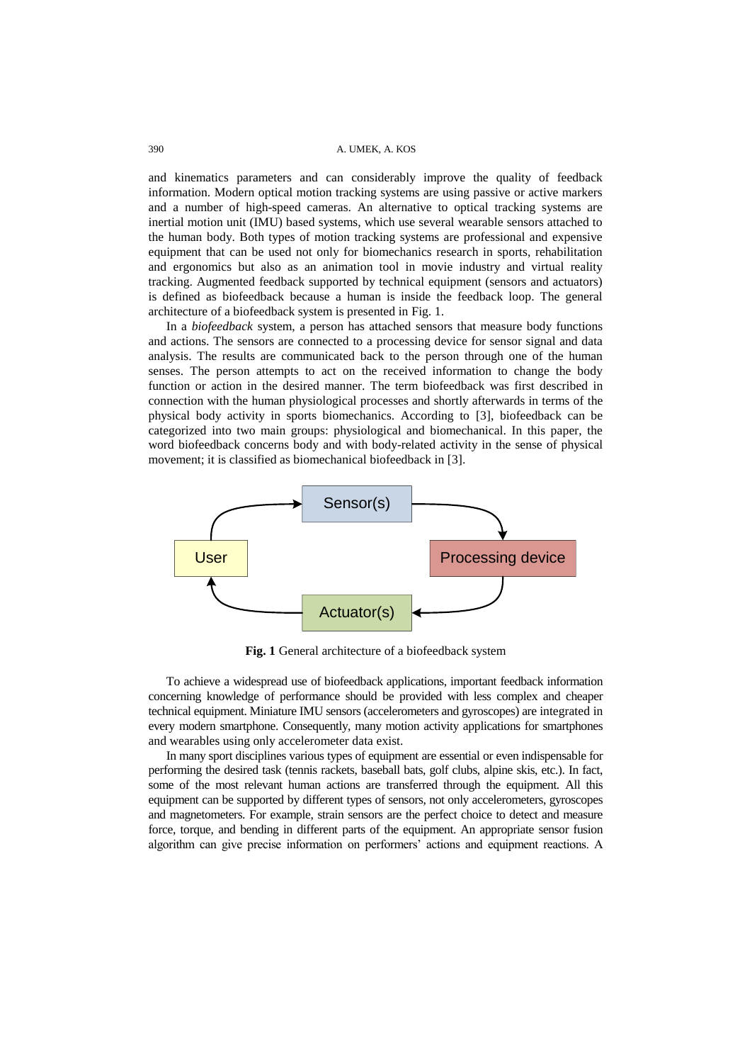and kinematics parameters and can considerably improve the quality of feedback information. Modern optical motion tracking systems are using passive or active markers and a number of high-speed cameras. An alternative to optical tracking systems are inertial motion unit (IMU) based systems, which use several wearable sensors attached to the human body. Both types of motion tracking systems are professional and expensive equipment that can be used not only for biomechanics research in sports, rehabilitation and ergonomics but also as an animation tool in movie industry and virtual reality tracking. Augmented feedback supported by technical equipment (sensors and actuators) is defined as biofeedback because a human is inside the feedback loop. The general architecture of a biofeedback system is presented in Fig. 1.

In a *biofeedback* system, a person has attached sensors that measure body functions and actions. The sensors are connected to a processing device for sensor signal and data analysis. The results are communicated back to the person through one of the human senses. The person attempts to act on the received information to change the body function or action in the desired manner. The term biofeedback was first described in connection with the human physiological processes and shortly afterwards in terms of the physical body activity in sports biomechanics. According to [3], biofeedback can be categorized into two main groups: physiological and biomechanical. In this paper, the word biofeedback concerns body and with body-related activity in the sense of physical movement; it is classified as biomechanical biofeedback in [3].

Sensor(s)

User

Processing device

Actuator(s)

**Fig. 1** General architecture of a biofeedback system

To achieve a widespread use of biofeedback applications, important feedback information concerning knowledge of performance should be provided with less complex and cheaper technical equipment. Miniature IMU sensors (accelerometers and gyroscopes) are integrated in every modern smartphone. Consequently, many motion activity applications for smartphones and wearables using only accelerometer data exist.

In many sport disciplines various types of equipment are essential or even indispensable for performing the desired task (tennis rackets, baseball bats, golf clubs, alpine skis, etc.). In fact, some of the most relevant human actions are transferred through the equipment. All this equipment can be supported by different types of sensors, not only accelerometers, gyroscopes and magnetometers. For example, strain sensors are the perfect choice to detect and measure force, torque, and bending in different parts of the equipment. An appropriate sensor fusion algorithm can give precise information on performers' actions and equipment reactions. A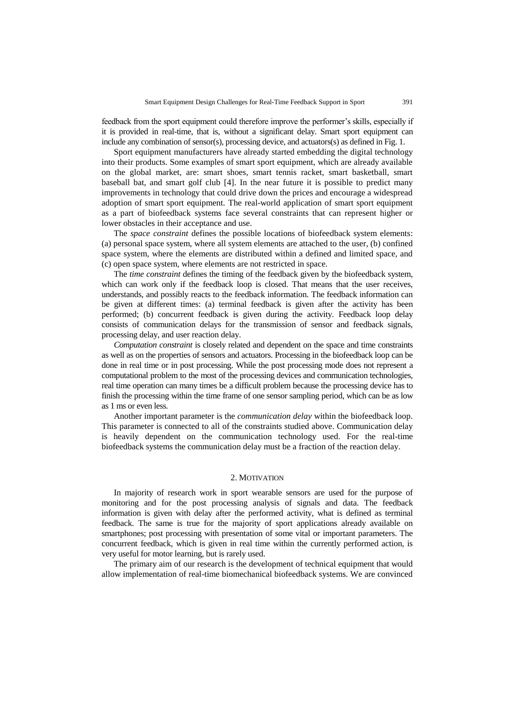feedback from the sport equipment could therefore improve the performer's skills, especially if it is provided in real-time, that is, without a significant delay. Smart sport equipment can include any combination of sensor(s), processing device, and actuators(s) as defined in Fig. 1.

Sport equipment manufacturers have already started embedding the digital technology into their products. Some examples of smart sport equipment, which are already available on the global market, are: smart shoes, smart tennis racket, smart basketball, smart baseball bat, and smart golf club [4]. In the near future it is possible to predict many improvements in technology that could drive down the prices and encourage a widespread adoption of smart sport equipment. The real-world application of smart sport equipment as a part of biofeedback systems face several constraints that can represent higher or lower obstacles in their acceptance and use.

The *space constraint* defines the possible locations of biofeedback system elements: (a) personal space system, where all system elements are attached to the user, (b) confined space system, where the elements are distributed within a defined and limited space, and (c) open space system, where elements are not restricted in space.

The *time constraint* defines the timing of the feedback given by the biofeedback system, which can work only if the feedback loop is closed. That means that the user receives, understands, and possibly reacts to the feedback information. The feedback information can be given at different times: (a) terminal feedback is given after the activity has been performed; (b) concurrent feedback is given during the activity. Feedback loop delay consists of communication delays for the transmission of sensor and feedback signals, processing delay, and user reaction delay.

*Computation constraint* is closely related and dependent on the space and time constraints as well as on the properties of sensors and actuators. Processing in the biofeedback loop can be done in real time or in post processing. While the post processing mode does not represent a computational problem to the most of the processing devices and communication technologies, real time operation can many times be a difficult problem because the processing device has to finish the processing within the time frame of one sensor sampling period, which can be as low as 1 ms or even less.

Another important parameter is the *communication delay* within the biofeedback loop. This parameter is connected to all of the constraints studied above. Communication delay is heavily dependent on the communication technology used. For the real-time biofeedback systems the communication delay must be a fraction of the reaction delay.

## 2. Motivation

In majority of research work in sport wearable sensors are used for the purpose of monitoring and for the post processing analysis of signals and data. The feedback information is given with delay after the performed activity, what is defined as terminal feedback. The same is true for the majority of sport applications already available on smartphones; post processing with presentation of some vital or important parameters. The concurrent feedback, which is given in real time within the currently performed action, is very useful for motor learning, but is rarely used.

The primary aim of our research is the development of technical equipment that would allow implementation of real-time biomechanical biofeedback systems. We are convinced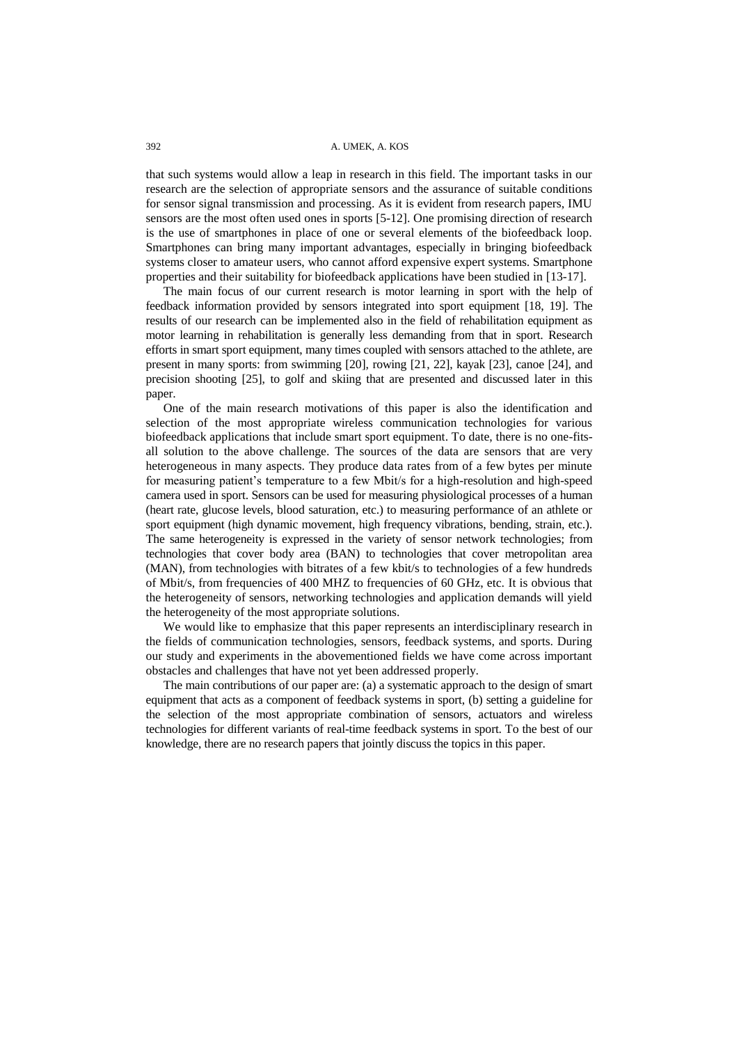that such systems would allow a leap in research in this field. The important tasks in our research are the selection of appropriate sensors and the assurance of suitable conditions for sensor signal transmission and processing. As it is evident from research papers, IMU sensors are the most often used ones in sports [5-12]. One promising direction of research is the use of smartphones in place of one or several elements of the biofeedback loop. Smartphones can bring many important advantages, especially in bringing biofeedback systems closer to amateur users, who cannot afford expensive expert systems. Smartphone properties and their suitability for biofeedback applications have been studied in [13-17].

The main focus of our current research is motor learning in sport with the help of feedback information provided by sensors integrated into sport equipment [18, 19]. The results of our research can be implemented also in the field of rehabilitation equipment as motor learning in rehabilitation is generally less demanding from that in sport. Research efforts in smart sport equipment, many times coupled with sensors attached to the athlete, are present in many sports: from swimming [20], rowing [21, 22], kayak [23], canoe [24], and precision shooting [25], to golf and skiing that are presented and discussed later in this paper.

One of the main research motivations of this paper is also the identification and selection of the most appropriate wireless communication technologies for various biofeedback applications that include smart sport equipment. To date, there is no one-fits-all solution to the above challenge. The sources of the data are sensors that are very heterogeneous in many aspects. They produce data rates from of a few bytes per minute for measuring patient's temperature to a few Mbit/s for a high-resolution and high-speed camera used in sport. Sensors can be used for measuring physiological processes of a human (heart rate, glucose levels, blood saturation, etc.) to measuring performance of an athlete or sport equipment (high dynamic movement, high frequency vibrations, bending, strain, etc.). The same heterogeneity is expressed in the variety of sensor network technologies; from technologies that cover body area (BAN) to technologies that cover metropolitan area (MAN), from technologies with bitrates of a few kbit/s to technologies of a few hundreds of Mbit/s, from frequencies of 400 MHZ to frequencies of 60 GHz, etc. It is obvious that the heterogeneity of sensors, networking technologies and application demands will yield the heterogeneity of the most appropriate solutions.

We would like to emphasize that this paper represents an interdisciplinary research in the fields of communication technologies, sensors, feedback systems, and sports. During our study and experiments in the abovementioned fields we have come across important obstacles and challenges that have not yet been addressed properly.

The main contributions of our paper are: (a) a systematic approach to the design of smart equipment that acts as a component of feedback systems in sport, (b) setting a guideline for the selection of the most appropriate combination of sensors, actuators and wireless technologies for different variants of real-time feedback systems in sport. To the best of our knowledge, there are no research papers that jointly discuss the topics in this paper.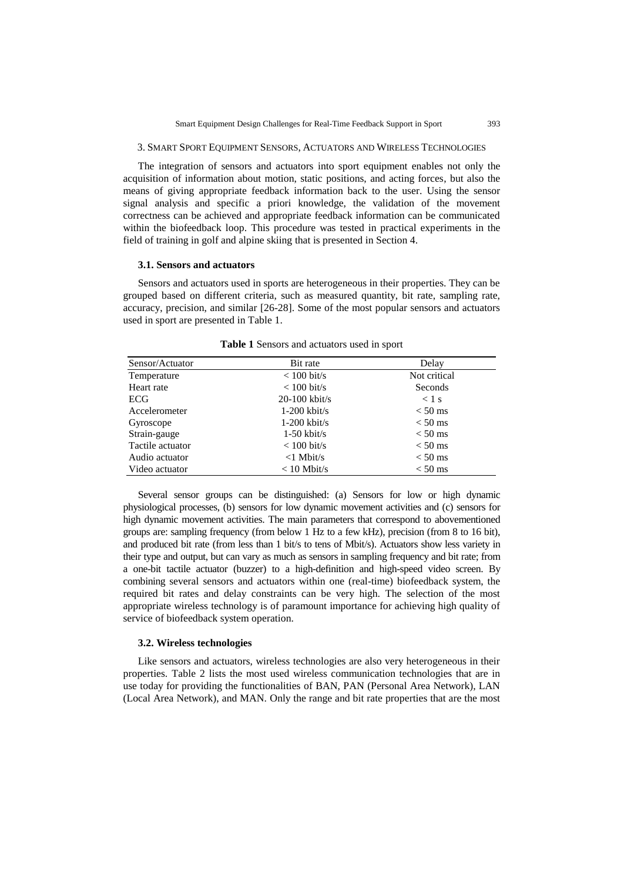## 3. Smart Sport Equipment Sensors, Actuators and Wireless Technologies

The integration of sensors and actuators into sport equipment enables not only the acquisition of information about motion, static positions, and acting forces, but also the means of giving appropriate feedback information back to the user. Using the sensor signal analysis and specific a priori knowledge, the validation of the movement correctness can be achieved and appropriate feedback information can be communicated within the biofeedback loop. This procedure was tested in practical experiments in the field of training in golf and alpine skiing that is presented in Section 4.

### 3.1. Sensors and actuators

Sensors and actuators used in sports are heterogeneous in their properties. They can be grouped based on different criteria, such as measured quantity, bit rate, sampling rate, accuracy, precision, and similar [26-28]. Some of the most popular sensors and actuators used in sport are presented in Table 1.

**Table 1** Sensors and actuators used in sport

| Sensor/Actuator | Bit rate | Delay |
|---|---|---|
| Temperature | < 100 bit/s | Not critical |
| Heart rate | < 100 bit/s | Seconds |
| ECG | 20-100 kbit/s | < 1 s |
| Accelerometer | 1-200 kbit/s | < 50 ms |
| Gyroscope | 1-200 kbit/s | < 50 ms |
| Strain-gauge | 1-50 kbit/s | < 50 ms |
| Tactile actuator | < 100 bit/s | < 50 ms |
| Audio actuator | <1 Mbit/s | < 50 ms |
| Video actuator | < 10 Mbit/s | < 50 ms |

Several sensor groups can be distinguished: (a) Sensors for low or high dynamic physiological processes, (b) sensors for low dynamic movement activities and (c) sensors for high dynamic movement activities. The main parameters that correspond to abovementioned groups are: sampling frequency (from below 1 Hz to a few kHz), precision (from 8 to 16 bit), and produced bit rate (from less than 1 bit/s to tens of Mbit/s). Actuators show less variety in their type and output, but can vary as much as sensors in sampling frequency and bit rate; from a one-bit tactile actuator (buzzer) to a high-definition and high-speed video screen. By combining several sensors and actuators within one (real-time) biofeedback system, the required bit rates and delay constraints can be very high. The selection of the most appropriate wireless technology is of paramount importance for achieving high quality of service of biofeedback system operation.

### 3.2. Wireless technologies

Like sensors and actuators, wireless technologies are also very heterogeneous in their properties. Table 2 lists the most used wireless communication technologies that are in use today for providing the functionalities of BAN, PAN (Personal Area Network), LAN (Local Area Network), and MAN. Only the range and bit rate properties that are the most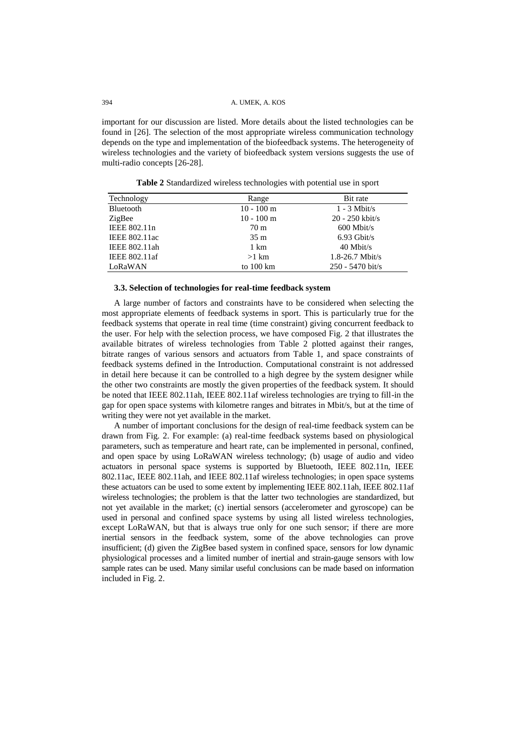important for our discussion are listed. More details about the listed technologies can be found in [26]. The selection of the most appropriate wireless communication technology depends on the type and implementation of the biofeedback systems. The heterogeneity of wireless technologies and the variety of biofeedback system versions suggests the use of multi-radio concepts [26-28].

**Table 2** Standardized wireless technologies with potential use in sport

| Technology | Range | Bit rate |
|---|---|---|
| Bluetooth | 10 - 100 m | 1 - 3 Mbit/s |
| ZigBee | 10 - 100 m | 20 - 250 kbit/s |
| IEEE 802.11n | 70 m | 600 Mbit/s |
| IEEE 802.11ac | 35 m | 6.93 Gbit/s |
| IEEE 802.11ah | 1 km | 40 Mbit/s |
| IEEE 802.11af | >1 km | 1.8-26.7 Mbit/s |
| LoRaWAN | to 100 km | 250 - 5470 bit/s |

### 3.3. Selection of technologies for real-time feedback system

A large number of factors and constraints have to be considered when selecting the most appropriate elements of feedback systems in sport. This is particularly true for the feedback systems that operate in real time (time constraint) giving concurrent feedback to the user. For help with the selection process, we have composed Fig. 2 that illustrates the available bitrates of wireless technologies from Table 2 plotted against their ranges, bitrate ranges of various sensors and actuators from Table 1, and space constraints of feedback systems defined in the Introduction. Computational constraint is not addressed in detail here because it can be controlled to a high degree by the system designer while the other two constraints are mostly the given properties of the feedback system. It should be noted that IEEE 802.11ah, IEEE 802.11af wireless technologies are trying to fill-in the gap for open space systems with kilometre ranges and bitrates in Mbit/s, but at the time of writing they were not yet available in the market.

A number of important conclusions for the design of real-time feedback system can be drawn from Fig. 2. For example: (a) real-time feedback systems based on physiological parameters, such as temperature and heart rate, can be implemented in personal, confined, and open space by using LoRaWAN wireless technology; (b) usage of audio and video actuators in personal space systems is supported by Bluetooth, IEEE 802.11n, IEEE 802.11ac, IEEE 802.11ah, and IEEE 802.11af wireless technologies; in open space systems these actuators can be used to some extent by implementing IEEE 802.11ah, IEEE 802.11af wireless technologies; the problem is that the latter two technologies are standardized, but not yet available in the market; (c) inertial sensors (accelerometer and gyroscope) can be used in personal and confined space systems by using all listed wireless technologies, except LoRaWAN, but that is always true only for one such sensor; if there are more inertial sensors in the feedback system, some of the above technologies can prove insufficient; (d) given the ZigBee based system in confined space, sensors for low dynamic physiological processes and a limited number of inertial and strain-gauge sensors with low sample rates can be used. Many similar useful conclusions can be made based on information included in Fig. 2.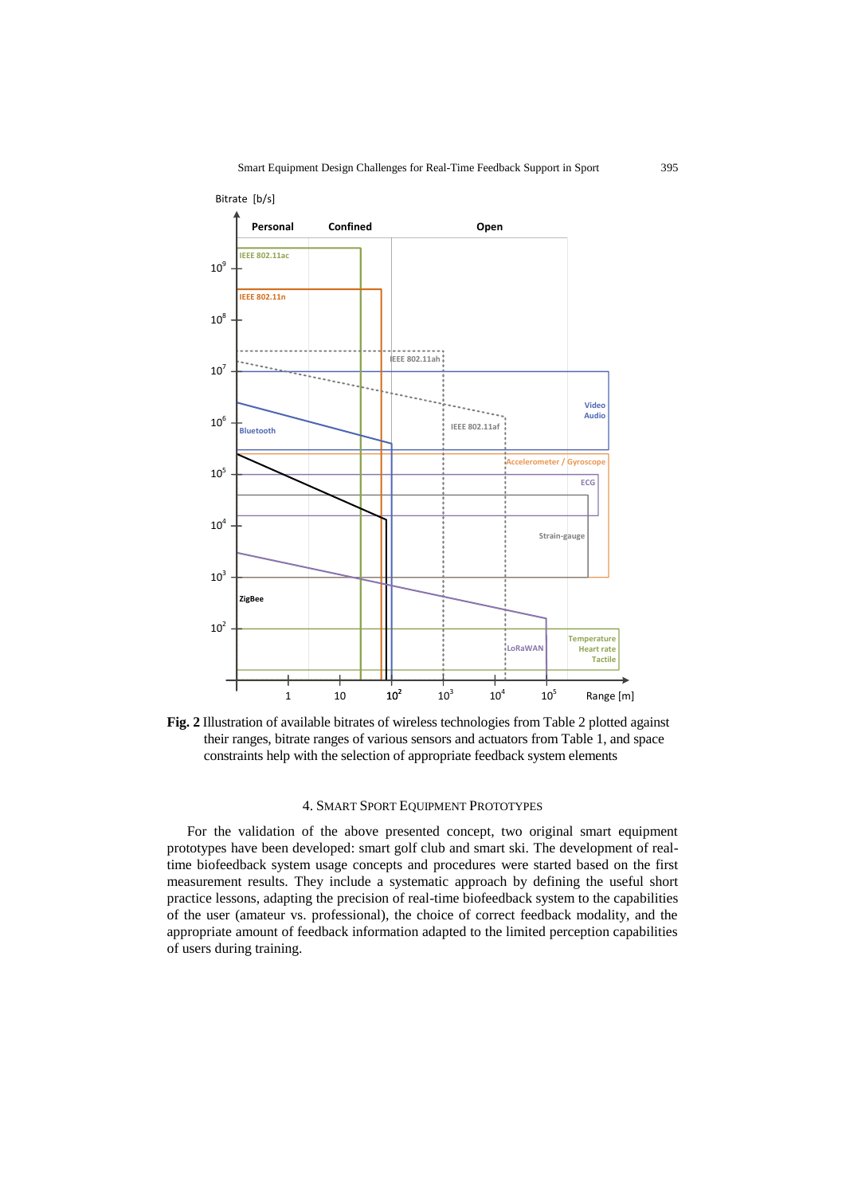**Fig. 2** Illustration of available bitrates of wireless technologies from Table 2 plotted against their ranges, bitrate ranges of various sensors and actuators from Table 1, and space constraints help with the selection of appropriate feedback system elements

## 4. Smart Sport Equipment Prototypes

For the validation of the above presented concept, two original smart equipment prototypes have been developed: smart golf club and smart ski. The development of real-time biofeedback system usage concepts and procedures were started based on the first measurement results. They include a systematic approach by defining the useful short practice lessons, adapting the precision of real-time biofeedback system to the capabilities of the user (amateur vs. professional), the choice of correct feedback modality, and the appropriate amount of feedback information adapted to the limited perception capabilities of users during training.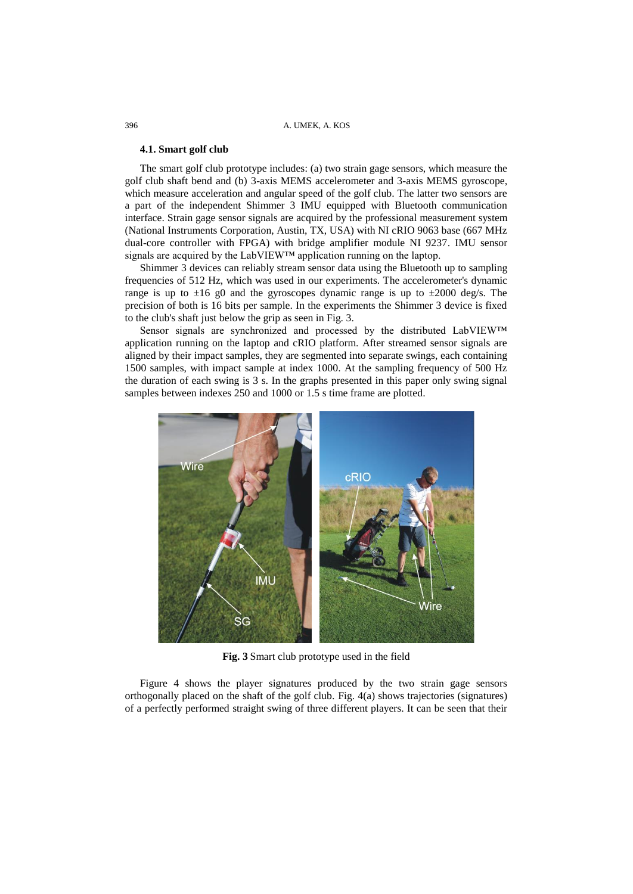### 4.1. Smart golf club

The smart golf club prototype includes: (a) two strain gage sensors, which measure the golf club shaft bend and (b) 3-axis MEMS accelerometer and 3-axis MEMS gyroscope, which measure acceleration and angular speed of the golf club. The latter two sensors are a part of the independent Shimmer 3 IMU equipped with Bluetooth communication interface. Strain gage sensor signals are acquired by the professional measurement system (National Instruments Corporation, Austin, TX, USA) with NI cRIO 9063 base (667 MHz dual-core controller with FPGA) with bridge amplifier module NI 9237. IMU sensor signals are acquired by the LabVIEW™ application running on the laptop.

Shimmer 3 devices can reliably stream sensor data using the Bluetooth up to sampling frequencies of 512 Hz, which was used in our experiments. The accelerometer's dynamic range is up to ±16 g0 and the gyroscopes dynamic range is up to ±2000 deg/s. The precision of both is 16 bits per sample. In the experiments the Shimmer 3 device is fixed to the club's shaft just below the grip as seen in Fig. 3.

Sensor signals are synchronized and processed by the distributed LabVIEW™ application running on the laptop and cRIO platform. After streamed sensor signals are aligned by their impact samples, they are segmented into separate swings, each containing 1500 samples, with impact sample at index 1000. At the sampling frequency of 500 Hz the duration of each swing is 3 s. In the graphs presented in this paper only swing signal samples between indexes 250 and 1000 or 1.5 s time frame are plotted.

**Fig. 3** Smart club prototype used in the field

Figure 4 shows the player signatures produced by the two strain gage sensors orthogonally placed on the shaft of the golf club. Fig. 4(a) shows trajectories (signatures) of a perfectly performed straight swing of three different players. It can be seen that their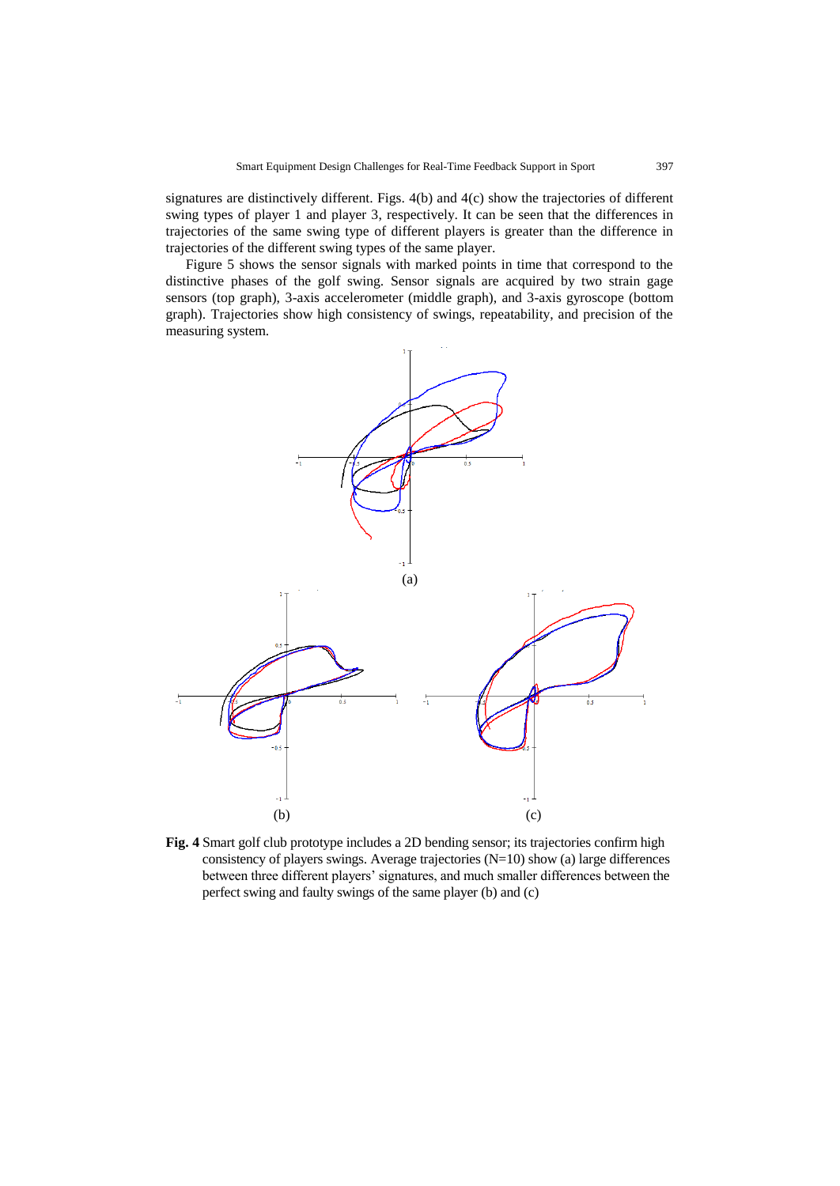signatures are distinctively different. Figs. 4(b) and 4(c) show the trajectories of different swing types of player 1 and player 3, respectively. It can be seen that the differences in trajectories of the same swing type of different players is greater than the difference in trajectories of the different swing types of the same player.

Figure 5 shows the sensor signals with marked points in time that correspond to the distinctive phases of the golf swing. Sensor signals are acquired by two strain gage sensors (top graph), 3-axis accelerometer (middle graph), and 3-axis gyroscope (bottom graph). Trajectories show high consistency of swings, repeatability, and precision of the measuring system.

**Fig. 4** Smart golf club prototype includes a 2D bending sensor; its trajectories confirm high consistency of players swings. Average trajectories (N=10) show (a) large differences between three different players' signatures, and much smaller differences between the perfect swing and faulty swings of the same player (b) and (c)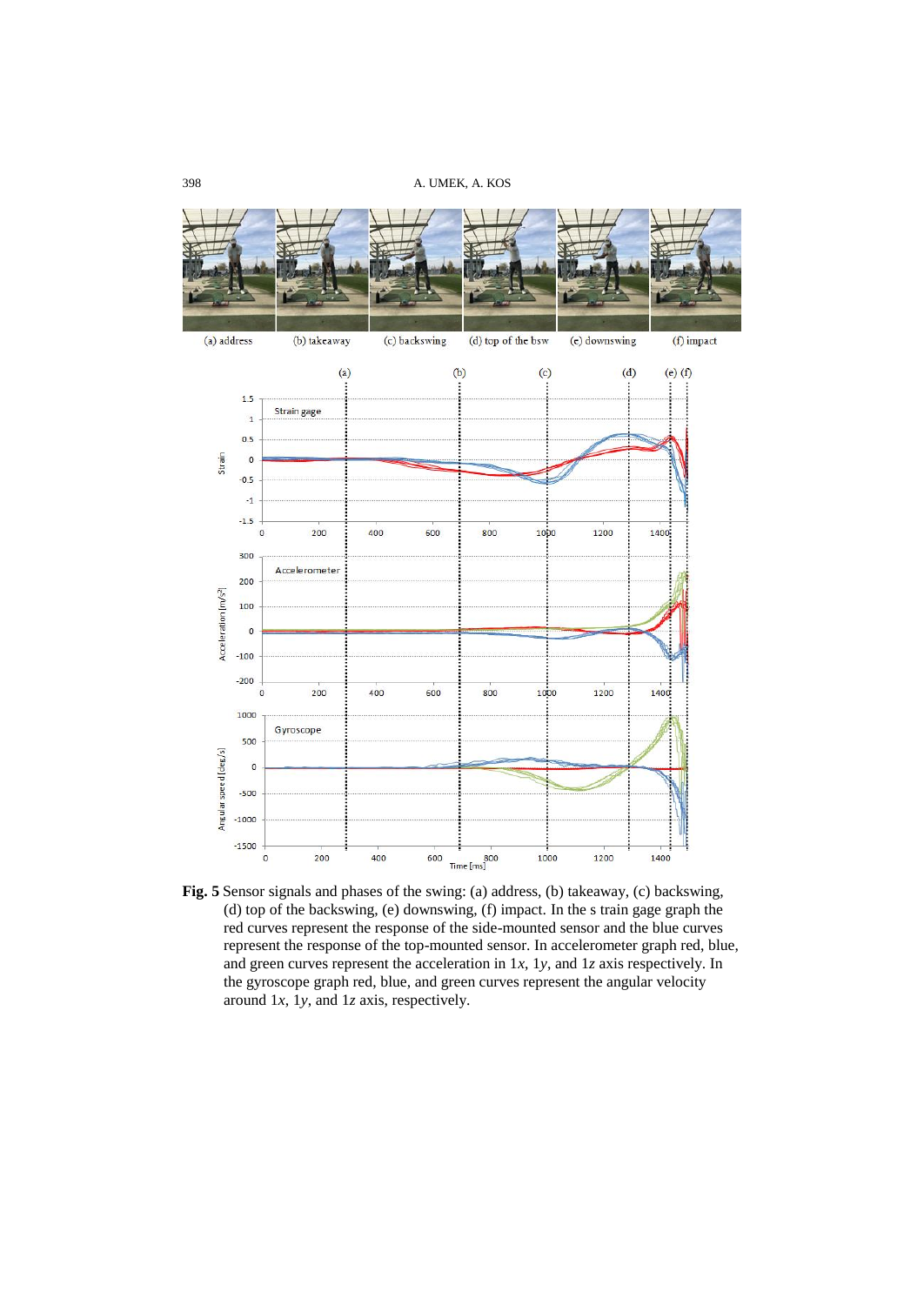**Fig. 5** Sensor signals and phases of the swing: (a) address, (b) takeaway, (c) backswing, (d) top of the backswing, (e) downswing, (f) impact. In the s train gage graph the red curves represent the response of the side-mounted sensor and the blue curves represent the response of the top-mounted sensor. In accelerometer graph red, blue, and green curves represent the acceleration in 1*x*, 1*y*, and 1*z* axis respectively. In the gyroscope graph red, blue, and green curves represent the angular velocity around 1*x*, 1*y*, and 1*z* axis, respectively.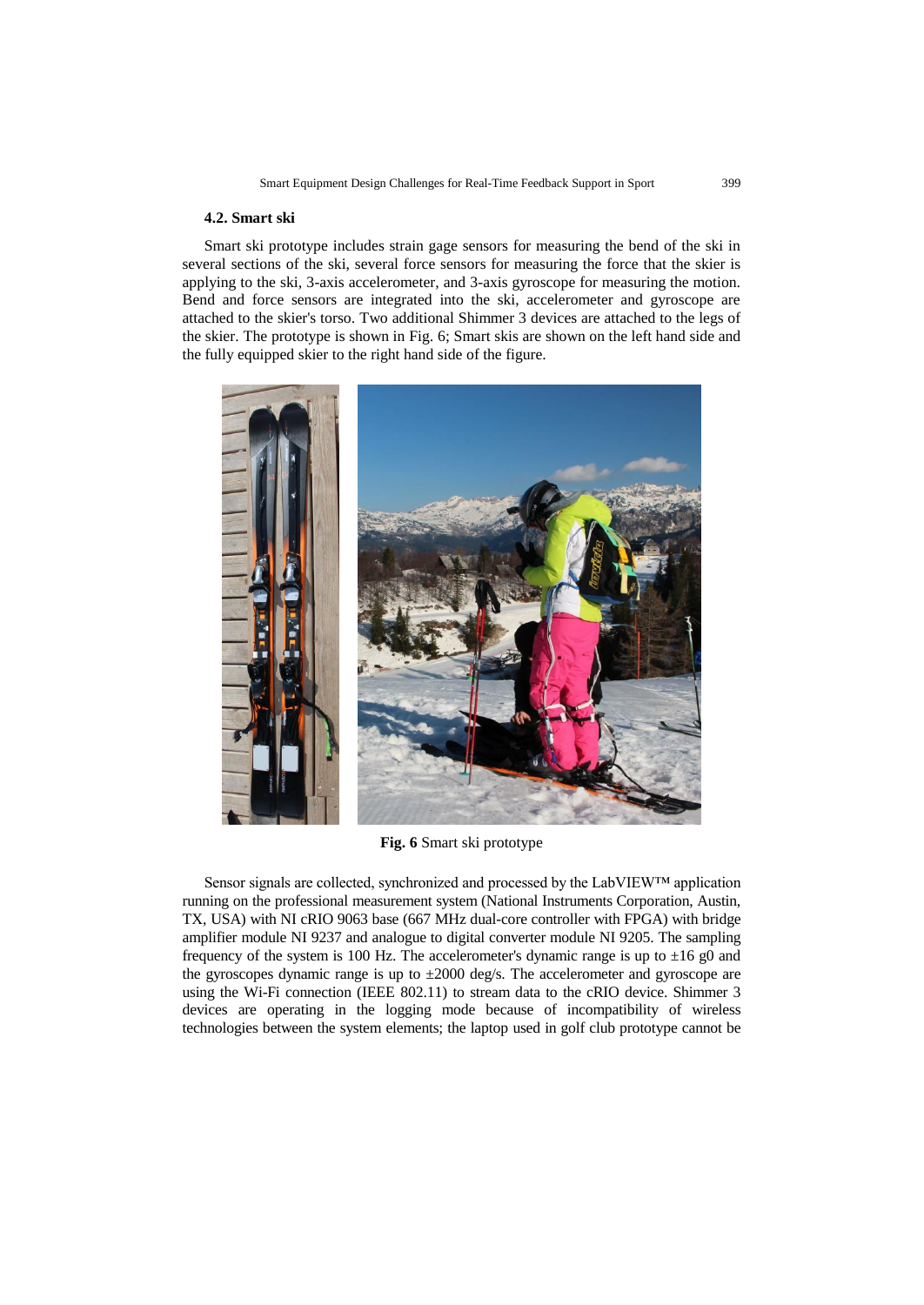### 4.2. Smart ski

Smart ski prototype includes strain gage sensors for measuring the bend of the ski in several sections of the ski, several force sensors for measuring the force that the skier is applying to the ski, 3-axis accelerometer, and 3-axis gyroscope for measuring the motion. Bend and force sensors are integrated into the ski, accelerometer and gyroscope are attached to the skier's torso. Two additional Shimmer 3 devices are attached to the legs of the skier. The prototype is shown in Fig. 6; Smart skis are shown on the left hand side and the fully equipped skier to the right hand side of the figure.

**Fig. 6** Smart ski prototype

Sensor signals are collected, synchronized and processed by the LabVIEW™ application running on the professional measurement system (National Instruments Corporation, Austin, TX, USA) with NI cRIO 9063 base (667 MHz dual-core controller with FPGA) with bridge amplifier module NI 9237 and analogue to digital converter module NI 9205. The sampling frequency of the system is 100 Hz. The accelerometer's dynamic range is up to ±16 g0 and the gyroscopes dynamic range is up to ±2000 deg/s. The accelerometer and gyroscope are using the Wi-Fi connection (IEEE 802.11) to stream data to the cRIO device. Shimmer 3 devices are operating in the logging mode because of incompatibility of wireless technologies between the system elements; the laptop used in golf club prototype cannot be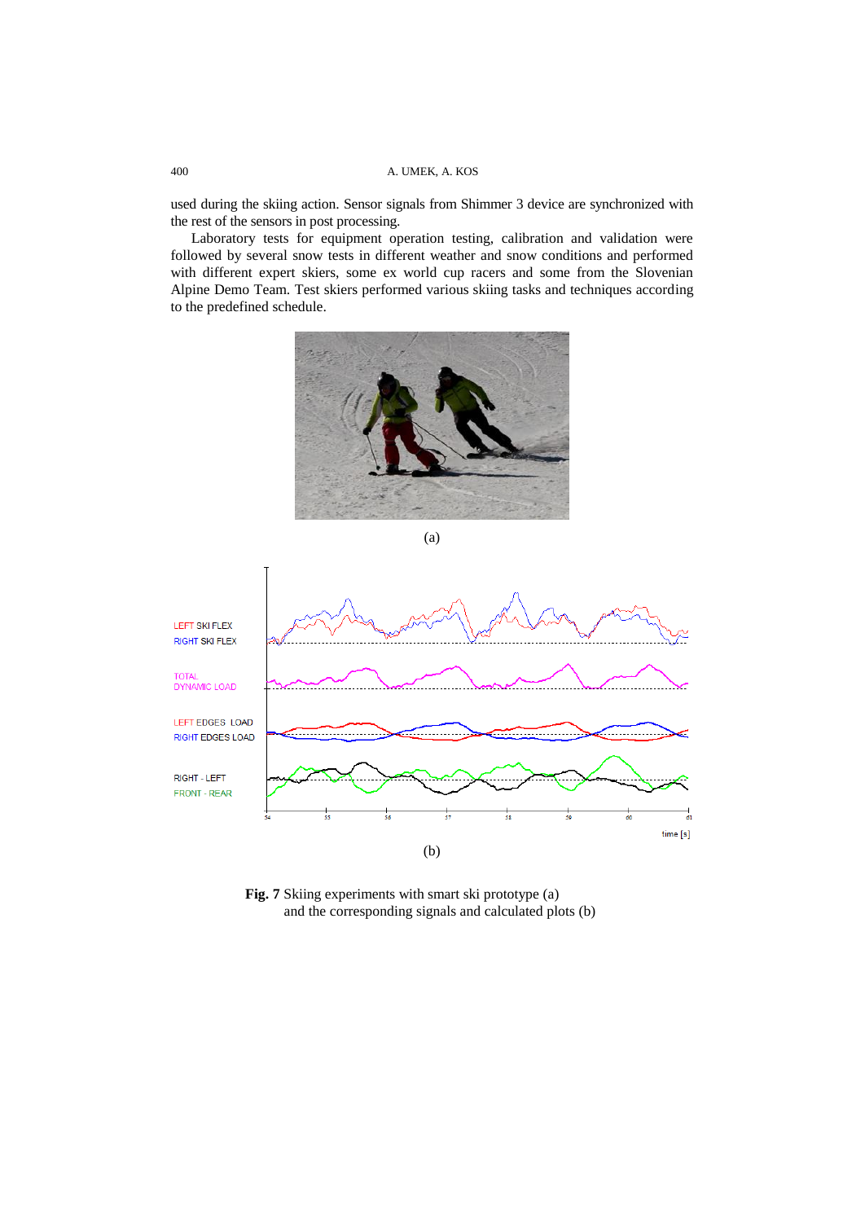used during the skiing action. Sensor signals from Shimmer 3 device are synchronized with the rest of the sensors in post processing.

Laboratory tests for equipment operation testing, calibration and validation were followed by several snow tests in different weather and snow conditions and performed with different expert skiers, some ex world cup racers and some from the Slovenian Alpine Demo Team. Test skiers performed various skiing tasks and techniques according to the predefined schedule.

(a)

(b)

**Fig. 7** Skiing experiments with smart ski prototype (a) and the corresponding signals and calculated plots (b)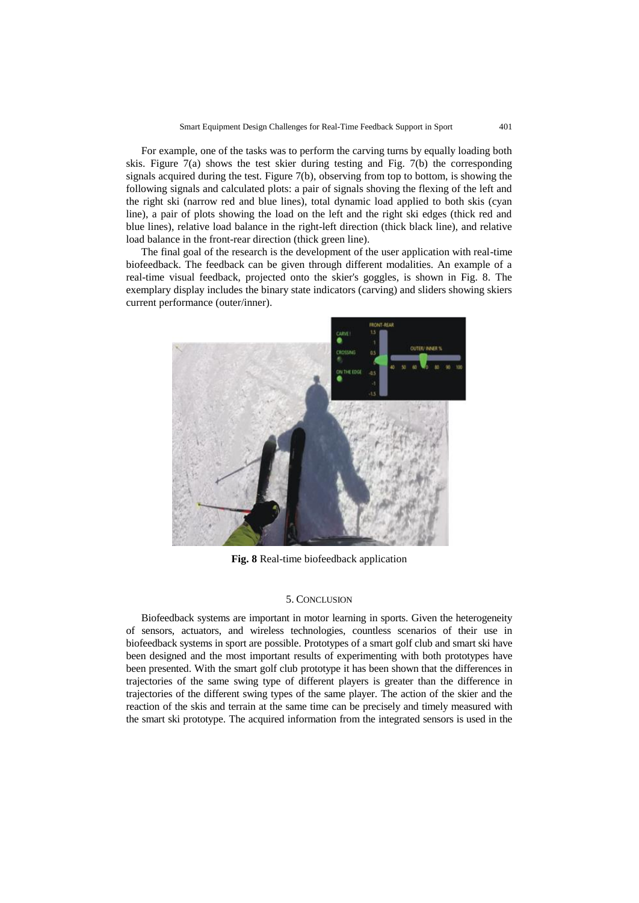For example, one of the tasks was to perform the carving turns by equally loading both skis. Figure 7(a) shows the test skier during testing and Fig. 7(b) the corresponding signals acquired during the test. Figure 7(b), observing from top to bottom, is showing the following signals and calculated plots: a pair of signals shoving the flexing of the left and the right ski (narrow red and blue lines), total dynamic load applied to both skis (cyan line), a pair of plots showing the load on the left and the right ski edges (thick red and blue lines), relative load balance in the right-left direction (thick black line), and relative load balance in the front-rear direction (thick green line).

The final goal of the research is the development of the user application with real-time biofeedback. The feedback can be given through different modalities. An example of a real-time visual feedback, projected onto the skier's goggles, is shown in Fig. 8. The exemplary display includes the binary state indicators (carving) and sliders showing skiers current performance (outer/inner).

**Fig. 8** Real-time biofeedback application

## 5. Conclusion

Biofeedback systems are important in motor learning in sports. Given the heterogeneity of sensors, actuators, and wireless technologies, countless scenarios of their use in biofeedback systems in sport are possible. Prototypes of a smart golf club and smart ski have been designed and the most important results of experimenting with both prototypes have been presented. With the smart golf club prototype it has been shown that the differences in trajectories of the same swing type of different players is greater than the difference in trajectories of the different swing types of the same player. The action of the skier and the reaction of the skis and terrain at the same time can be precisely and timely measured with the smart ski prototype. The acquired information from the integrated sensors is used in the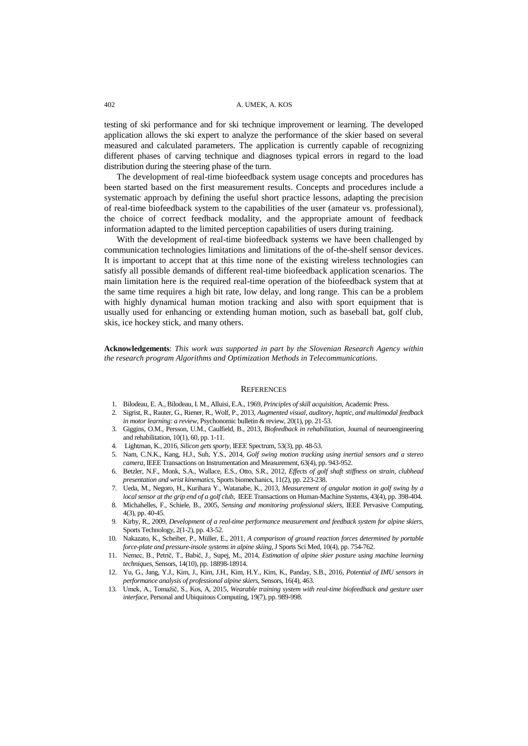testing of ski performance and for ski technique improvement or learning. The developed application allows the ski expert to analyze the performance of the skier based on several measured and calculated parameters. The application is currently capable of recognizing different phases of carving technique and diagnoses typical errors in regard to the load distribution during the steering phase of the turn.

The development of real-time biofeedback system usage concepts and procedures has been started based on the first measurement results. Concepts and procedures include a systematic approach by defining the useful short practice lessons, adapting the precision of real-time biofeedback system to the capabilities of the user (amateur vs. professional), the choice of correct feedback modality, and the appropriate amount of feedback information adapted to the limited perception capabilities of users during training.

With the development of real-time biofeedback systems we have been challenged by communication technologies limitations and limitations of the of-the-shelf sensor devices. It is important to accept that at this time none of the existing wireless technologies can satisfy all possible demands of different real-time biofeedback application scenarios. The main limitation here is the required real-time operation of the biofeedback system that at the same time requires a high bit rate, low delay, and long range. This can be a problem with highly dynamical human motion tracking and also with sport equipment that is usually used for enhancing or extending human motion, such as baseball bat, golf club, skis, ice hockey stick, and many others.

**Acknowledgements**: *This work was supported in part by the Slovenian Research Agency within the research program Algorithms and Optimization Methods in Telecommunications*.

## REFERENCES

1. Bilodeau, E. A., Bilodeau, I. M., Alluisi, E.A., 1969, *Principles of skill acquisition*, Academic Press.
2. Sigrist, R., Rauter, G., Riener, R., Wolf, P., 2013, *Augmented visual, auditory, haptic, and multimodal feedback in motor learning: a review*, Psychonomic bulletin & review, 20(1), pp. 21-53.
3. Giggins, O.M., Persson, U.M., Caulfield, B., 2013, *Biofeedback in rehabilitation*, Journal of neuroengineering and rehabilitation, 10(1), 60, pp. 1-11.
4. Lightman, K., 2016, *Silicon gets sporty*, IEEE Spectrum, 53(3), pp. 48-53.
5. Nam, C.N.K., Kang, H.J., Suh, Y.S., 2014, *Golf swing motion tracking using inertial sensors and a stereo camera*, IEEE Transactions on Instrumentation and Measurement, 63(4), pp. 943-952.
6. Betzler, N.F., Monk, S.A., Wallace, E.S., Otto, S.R., 2012, *Effects of golf shaft stiffness on strain, clubhead presentation and wrist kinematics*, Sports biomechanics, 11(2), pp. 223-238.
7. Ueda, M., Negoro, H., Kurihara Y., Watanabe, K., 2013, *Measurement of angular motion in golf swing by a local sensor at the grip end of a golf club*, IEEE Transactions on Human-Machine Systems, 43(4), pp. 398-404.
8. Michahelles, F., Schiele, B., 2005, *Sensing and monitoring professional skiers*, IEEE Pervasive Computing, 4(3), pp. 40-45.
9. Kirby, R., 2009, *Development of a real-time performance measurement and feedback system for alpine skiers*, Sports Technology, 2(1-2), pp. 43-52.
10. Nakazato, K., Scheiber, P., Müller, E., 2011, *A comparison of ground reaction forces determined by portable force-plate and pressure-insole systems in alpine skiing*, J Sports Sci Med, 10(4), pp. 754-762.
11. Nemec, B., Petrič, T., Babič, J., Supej, M., 2014, *Estimation of alpine skier posture using machine learning techniques*, Sensors, 14(10), pp. 18898-18914.
12. Yu, G., Jang, Y.J., Kim, J., Kim, J.H., Kim, H.Y., Kim, K., Panday, S.B., 2016, *Potential of IMU sensors in performance analysis of professional alpine skiers*, Sensors, 16(4), 463.
13. Umek, A., Tomažič, S., Kos, A, 2015, *Wearable training system with real-time biofeedback and gesture user interface*, Personal and Ubiquitous Computing, 19(7), pp. 989-998.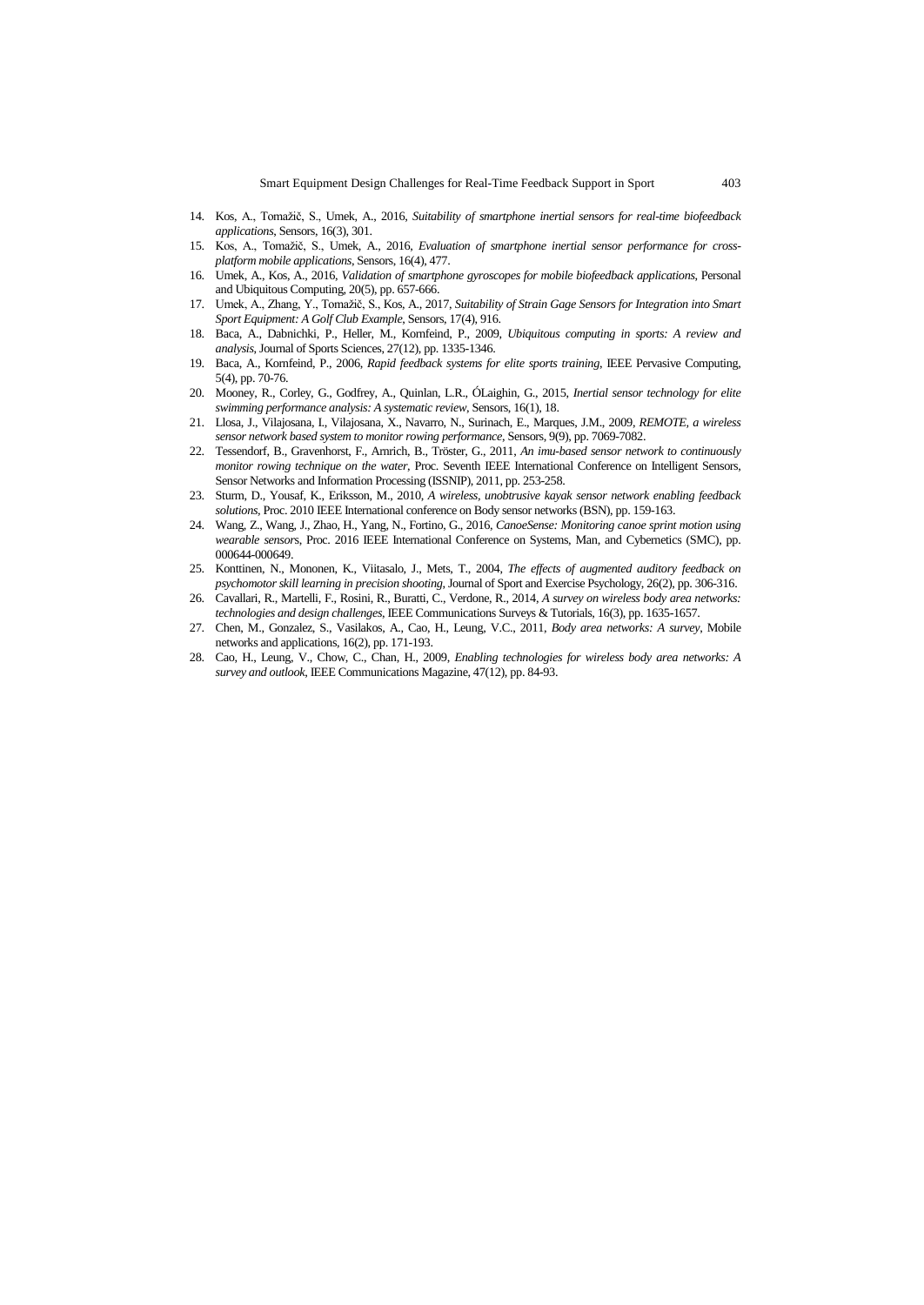14. Kos, A., Tomažič, S., Umek, A., 2016, *Suitability of smartphone inertial sensors for real-time biofeedback applications*, Sensors, 16(3), 301.
15. Kos, A., Tomažič, S., Umek, A., 2016, *Evaluation of smartphone inertial sensor performance for cross-platform mobile applications*, Sensors, 16(4), 477.
16. Umek, A., Kos, A., 2016, *Validation of smartphone gyroscopes for mobile biofeedback applications*, Personal and Ubiquitous Computing, 20(5), pp. 657-666.
17. Umek, A., Zhang, Y., Tomažič, S., Kos, A., 2017, *Suitability of Strain Gage Sensors for Integration into Smart Sport Equipment: A Golf Club Example*, Sensors, 17(4), 916.
18. Baca, A., Dabnichki, P., Heller, M., Kornfeind, P., 2009, *Ubiquitous computing in sports: A review and analysis*, Journal of Sports Sciences, 27(12), pp. 1335-1346.
19. Baca, A., Kornfeind, P., 2006, *Rapid feedback systems for elite sports training*, IEEE Pervasive Computing, 5(4), pp. 70-76.
20. Mooney, R., Corley, G., Godfrey, A., Quinlan, L.R., ÓLaighin, G., 2015, *Inertial sensor technology for elite swimming performance analysis: A systematic review*, Sensors, 16(1), 18.
21. Llosa, J., Vilajosana, I., Vilajosana, X., Navarro, N., Surinach, E., Marques, J.M., 2009, *REMOTE, a wireless sensor network based system to monitor rowing performance*, Sensors, 9(9), pp. 7069-7082.
22. Tessendorf, B., Gravenhorst, F., Arnrich, B., Tröster, G., 2011, *An imu-based sensor network to continuously monitor rowing technique on the water*, Proc. Seventh IEEE International Conference on Intelligent Sensors, Sensor Networks and Information Processing (ISSNIP), 2011, pp. 253-258.
23. Sturm, D., Yousaf, K., Eriksson, M., 2010, *A wireless, unobtrusive kayak sensor network enabling feedback solutions*, Proc. 2010 IEEE International conference on Body sensor networks (BSN), pp. 159-163.
24. Wang, Z., Wang, J., Zhao, H., Yang, N., Fortino, G., 2016, *CanoeSense: Monitoring canoe sprint motion using wearable sensors*, Proc. 2016 IEEE International Conference on Systems, Man, and Cybernetics (SMC), pp. 000644-000649.
25. Konttinen, N., Mononen, K., Viitasalo, J., Mets, T., 2004, *The effects of augmented auditory feedback on psychomotor skill learning in precision shooting*, Journal of Sport and Exercise Psychology, 26(2), pp. 306-316.
26. Cavallari, R., Martelli, F., Rosini, R., Buratti, C., Verdone, R., 2014, *A survey on wireless body area networks: technologies and design challenges*, IEEE Communications Surveys & Tutorials, 16(3), pp. 1635-1657.
27. Chen, M., Gonzalez, S., Vasilakos, A., Cao, H., Leung, V.C., 2011, *Body area networks: A survey*, Mobile networks and applications, 16(2), pp. 171-193.
28. Cao, H., Leung, V., Chow, C., Chan, H., 2009, *Enabling technologies for wireless body area networks: A survey and outlook*, IEEE Communications Magazine, 47(12), pp. 84-93.